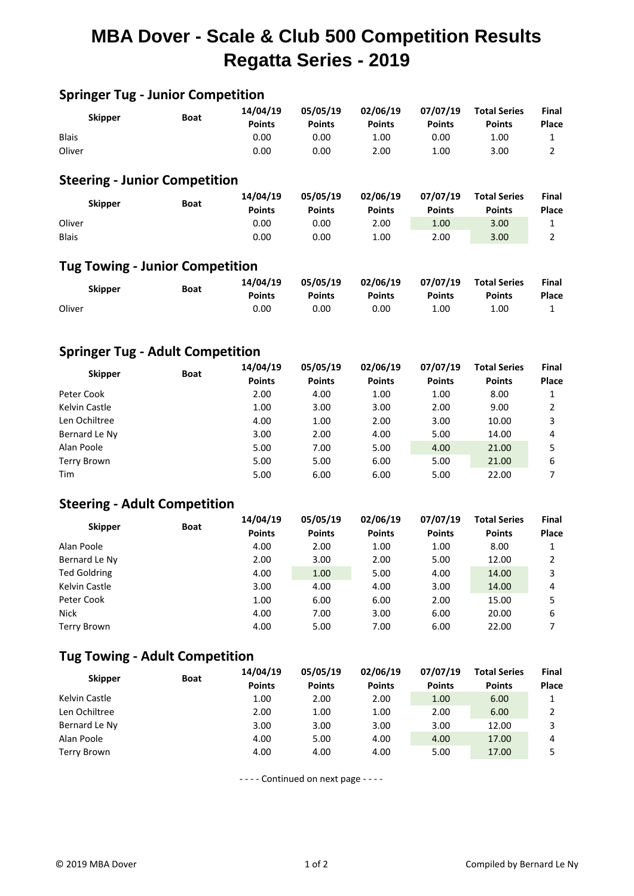# MBA Dover - Scale & Club 500 Competition Results
# Regatta Series - 2019

## Springer Tug - Junior Competition

| Skipper | Boat | 14/04/19 Points | 05/05/19 Points | 02/06/19 Points | 07/07/19 Points | Total Series Points | Final Place |
|---|---|---|---|---|---|---|---|
| Blais | | 0.00 | 0.00 | 1.00 | 0.00 | 1.00 | 1 |
| Oliver | | 0.00 | 0.00 | 2.00 | 1.00 | 3.00 | 2 |

## Steering - Junior Competition

| Skipper | Boat | 14/04/19 Points | 05/05/19 Points | 02/06/19 Points | 07/07/19 Points | Total Series Points | Final Place |
|---|---|---|---|---|---|---|---|
| Oliver | | 0.00 | 0.00 | 2.00 | 1.00 | 3.00 | 1 |
| Blais | | 0.00 | 0.00 | 1.00 | 2.00 | 3.00 | 2 |

## Tug Towing - Junior Competition

| Skipper | Boat | 14/04/19 Points | 05/05/19 Points | 02/06/19 Points | 07/07/19 Points | Total Series Points | Final Place |
|---|---|---|---|---|---|---|---|
| Oliver | | 0.00 | 0.00 | 0.00 | 1.00 | 1.00 | 1 |

## Springer Tug - Adult Competition

| Skipper | Boat | 14/04/19 Points | 05/05/19 Points | 02/06/19 Points | 07/07/19 Points | Total Series Points | Final Place |
|---|---|---|---|---|---|---|---|
| Peter Cook | | 2.00 | 4.00 | 1.00 | 1.00 | 8.00 | 1 |
| Kelvin Castle | | 1.00 | 3.00 | 3.00 | 2.00 | 9.00 | 2 |
| Len Ochiltree | | 4.00 | 1.00 | 2.00 | 3.00 | 10.00 | 3 |
| Bernard Le Ny | | 3.00 | 2.00 | 4.00 | 5.00 | 14.00 | 4 |
| Alan Poole | | 5.00 | 7.00 | 5.00 | 4.00 | 21.00 | 5 |
| Terry Brown | | 5.00 | 5.00 | 6.00 | 5.00 | 21.00 | 6 |
| Tim | | 5.00 | 6.00 | 6.00 | 5.00 | 22.00 | 7 |

## Steering - Adult Competition

| Skipper | Boat | 14/04/19 Points | 05/05/19 Points | 02/06/19 Points | 07/07/19 Points | Total Series Points | Final Place |
|---|---|---|---|---|---|---|---|
| Alan Poole | | 4.00 | 2.00 | 1.00 | 1.00 | 8.00 | 1 |
| Bernard Le Ny | | 2.00 | 3.00 | 2.00 | 5.00 | 12.00 | 2 |
| Ted Goldring | | 4.00 | 1.00 | 5.00 | 4.00 | 14.00 | 3 |
| Kelvin Castle | | 3.00 | 4.00 | 4.00 | 3.00 | 14.00 | 4 |
| Peter Cook | | 1.00 | 6.00 | 6.00 | 2.00 | 15.00 | 5 |
| Nick | | 4.00 | 7.00 | 3.00 | 6.00 | 20.00 | 6 |
| Terry Brown | | 4.00 | 5.00 | 7.00 | 6.00 | 22.00 | 7 |

## Tug Towing - Adult Competition

| Skipper | Boat | 14/04/19 Points | 05/05/19 Points | 02/06/19 Points | 07/07/19 Points | Total Series Points | Final Place |
|---|---|---|---|---|---|---|---|
| Kelvin Castle | | 1.00 | 2.00 | 2.00 | 1.00 | 6.00 | 1 |
| Len Ochiltree | | 2.00 | 1.00 | 1.00 | 2.00 | 6.00 | 2 |
| Bernard Le Ny | | 3.00 | 3.00 | 3.00 | 3.00 | 12.00 | 3 |
| Alan Poole | | 4.00 | 5.00 | 4.00 | 4.00 | 17.00 | 4 |
| Terry Brown | | 4.00 | 4.00 | 4.00 | 5.00 | 17.00 | 5 |

- - - - Continued on next page - - - -

© 2019 MBA Dover

Compiled by Bernard Le Ny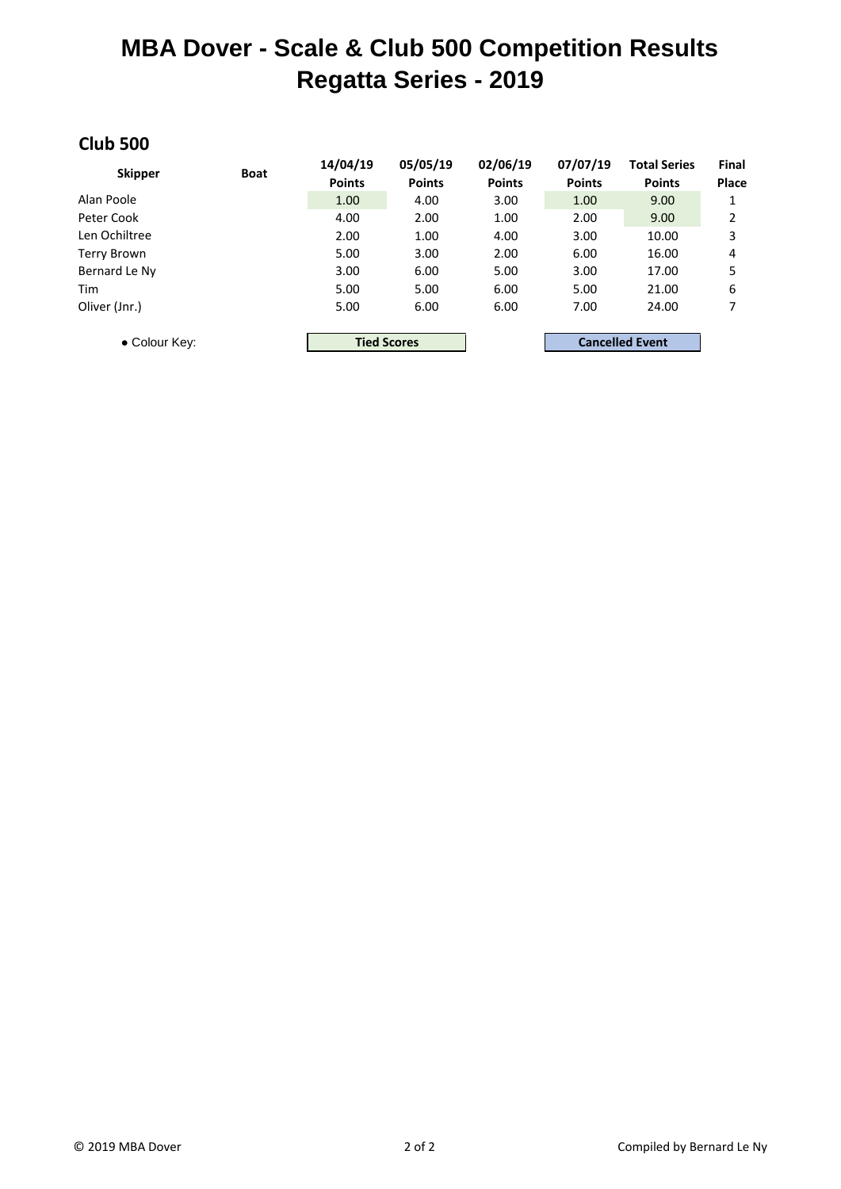# MBA Dover - Scale & Club 500 Competition Results
# Regatta Series - 2019

## Club 500

| Skipper | Boat | 14/04/19 Points | 05/05/19 Points | 02/06/19 Points | 07/07/19 Points | Total Series Points | Final Place |
|---|---|---|---|---|---|---|---|
| Alan Poole | | 1.00 | 4.00 | 3.00 | 1.00 | 9.00 | 1 |
| Peter Cook | | 4.00 | 2.00 | 1.00 | 2.00 | 9.00 | 2 |
| Len Ochiltree | | 2.00 | 1.00 | 4.00 | 3.00 | 10.00 | 3 |
| Terry Brown | | 5.00 | 3.00 | 2.00 | 6.00 | 16.00 | 4 |
| Bernard Le Ny | | 3.00 | 6.00 | 5.00 | 3.00 | 17.00 | 5 |
| Tim | | 5.00 | 5.00 | 6.00 | 5.00 | 21.00 | 6 |
| Oliver (Jnr.) | | 5.00 | 6.00 | 6.00 | 7.00 | 24.00 | 7 |

- Colour Key: **Tied Scores** **Cancelled Event**

© 2019 MBA Dover

Compiled by Bernard Le Ny